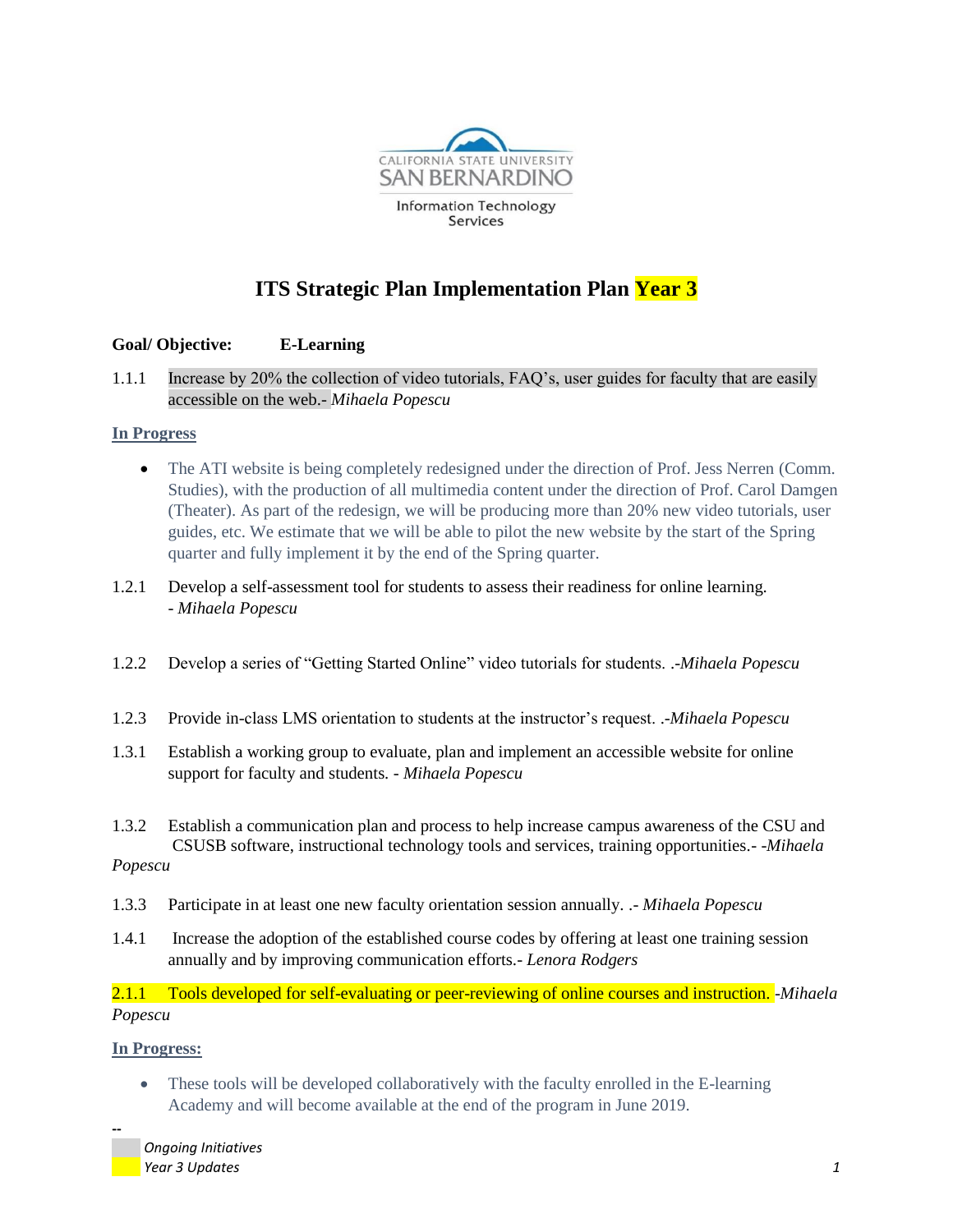CALIFORNIA STATE UNIVERSITY
SAN BERNARDINO
Information Technology Services

# ITS Strategic Plan Implementation Plan Year 3

**Goal/ Objective:** **E-Learning**

1.1.1 Increase by 20% the collection of video tutorials, FAQ's, user guides for faculty that are easily accessible on the web.- *Mihaela Popescu*

**In Progress**

- The ATI website is being completely redesigned under the direction of Prof. Jess Nerren (Comm. Studies), with the production of all multimedia content under the direction of Prof. Carol Damgen (Theater). As part of the redesign, we will be producing more than 20% new video tutorials, user guides, etc. We estimate that we will be able to pilot the new website by the start of the Spring quarter and fully implement it by the end of the Spring quarter.

1.2.1 Develop a self-assessment tool for students to assess their readiness for online learning. - *Mihaela Popescu*

1.2.2 Develop a series of "Getting Started Online" video tutorials for students. .-*Mihaela Popescu*

1.2.3 Provide in-class LMS orientation to students at the instructor's request. .-*Mihaela Popescu*

1.3.1 Establish a working group to evaluate, plan and implement an accessible website for online support for faculty and students. - *Mihaela Popescu*

1.3.2 Establish a communication plan and process to help increase campus awareness of the CSU and CSUSB software, instructional technology tools and services, training opportunities.- -*Mihaela Popescu*

1.3.3 Participate in at least one new faculty orientation session annually. .- *Mihaela Popescu*

1.4.1 Increase the adoption of the established course codes by offering at least one training session annually and by improving communication efforts.- *Lenora Rodgers*

2.1.1 Tools developed for self-evaluating or peer-reviewing of online courses and instruction. -*Mihaela Popescu*

**In Progress:**

- These tools will be developed collaboratively with the faculty enrolled in the E-learning Academy and will become available at the end of the program in June 2019.

--

*Ongoing Initiatives*
*Year 3 Updates*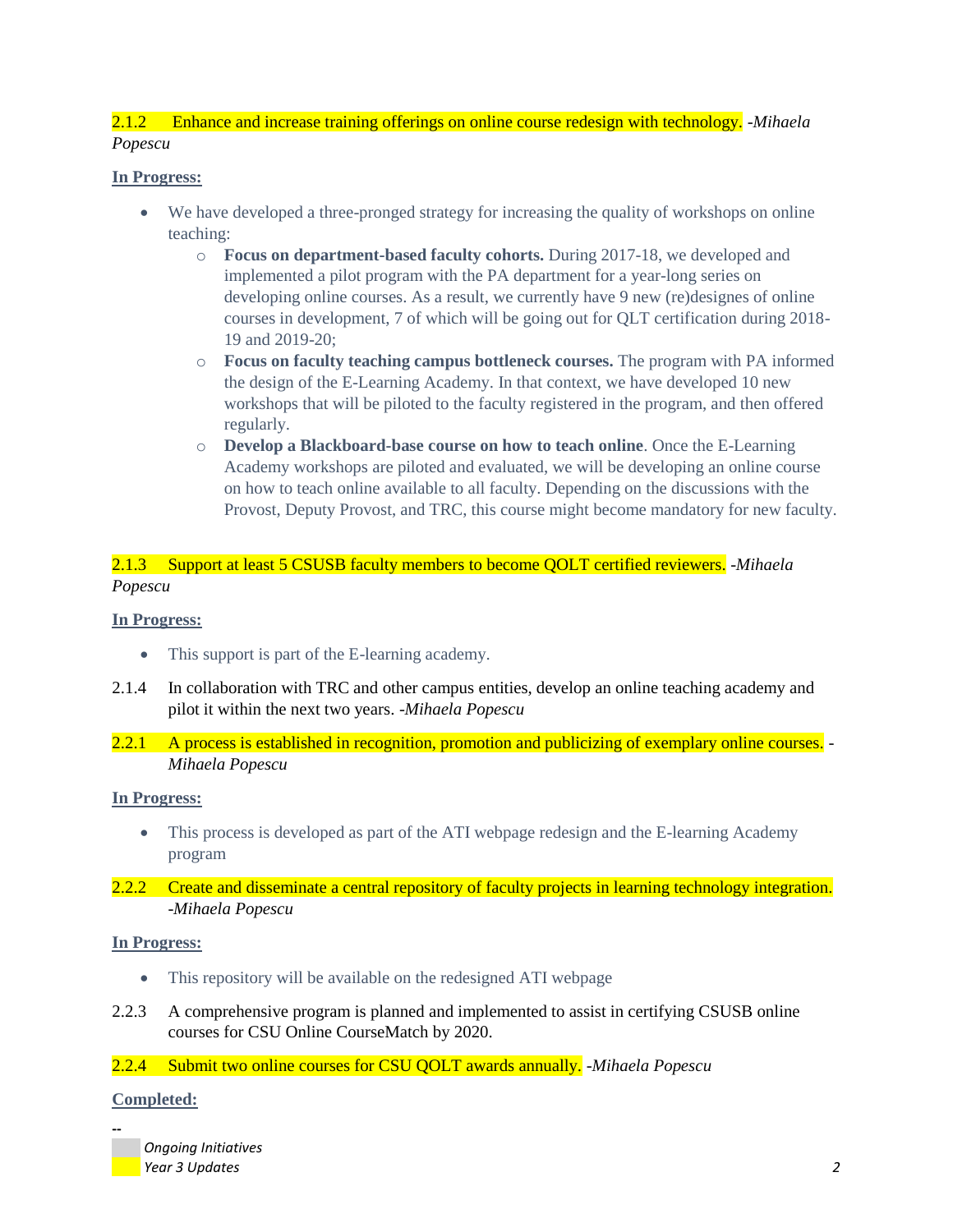2.1.2 Enhance and increase training offerings on online course redesign with technology. *-Mihaela Popescu*

**In Progress:**

- We have developed a three-pronged strategy for increasing the quality of workshops on online teaching:
  - **Focus on department-based faculty cohorts.** During 2017-18, we developed and implemented a pilot program with the PA department for a year-long series on developing online courses. As a result, we currently have 9 new (re)designes of online courses in development, 7 of which will be going out for QLT certification during 2018-19 and 2019-20;
  - **Focus on faculty teaching campus bottleneck courses.** The program with PA informed the design of the E-Learning Academy. In that context, we have developed 10 new workshops that will be piloted to the faculty registered in the program, and then offered regularly.
  - **Develop a Blackboard-base course on how to teach online**. Once the E-Learning Academy workshops are piloted and evaluated, we will be developing an online course on how to teach online available to all faculty. Depending on the discussions with the Provost, Deputy Provost, and TRC, this course might become mandatory for new faculty.

2.1.3 Support at least 5 CSUSB faculty members to become QOLT certified reviewers. *-Mihaela Popescu*

**In Progress:**

- This support is part of the E-learning academy.

2.1.4 In collaboration with TRC and other campus entities, develop an online teaching academy and pilot it within the next two years. *-Mihaela Popescu*

2.2.1 A process is established in recognition, promotion and publicizing of exemplary online courses. *-Mihaela Popescu*

**In Progress:**

- This process is developed as part of the ATI webpage redesign and the E-learning Academy program

2.2.2 Create and disseminate a central repository of faculty projects in learning technology integration. *-Mihaela Popescu*

**In Progress:**

- This repository will be available on the redesigned ATI webpage

2.2.3 A comprehensive program is planned and implemented to assist in certifying CSUSB online courses for CSU Online CourseMatch by 2020.

2.2.4 Submit two online courses for CSU QOLT awards annually. *-Mihaela Popescu*

**Completed:**

--

*Ongoing Initiatives*

*Year 3 Updates*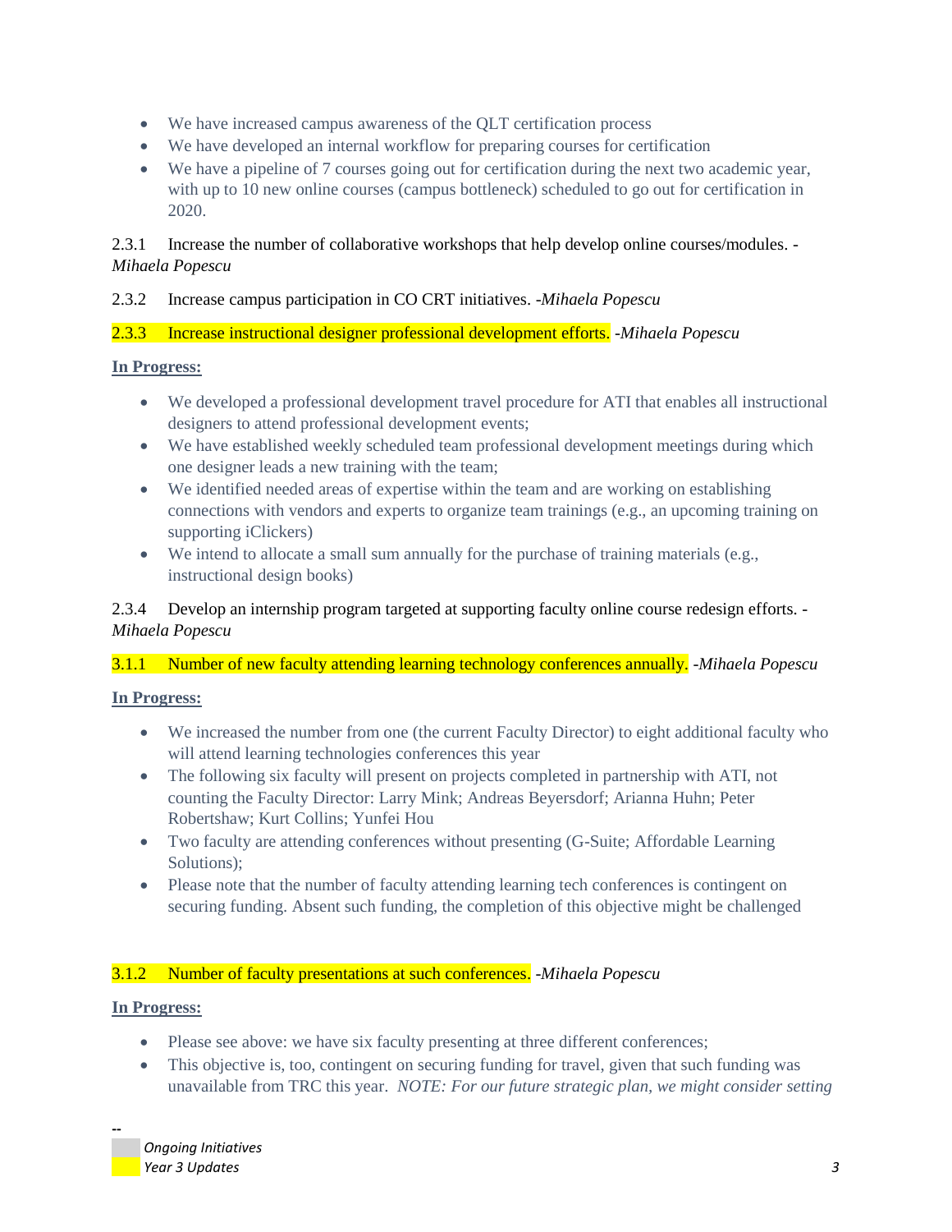- We have increased campus awareness of the QLT certification process
- We have developed an internal workflow for preparing courses for certification
- We have a pipeline of 7 courses going out for certification during the next two academic year, with up to 10 new online courses (campus bottleneck) scheduled to go out for certification in 2020.

2.3.1 Increase the number of collaborative workshops that help develop online courses/modules. -*Mihaela Popescu*

2.3.2 Increase campus participation in CO CRT initiatives. -*Mihaela Popescu*

2.3.3 Increase instructional designer professional development efforts. -*Mihaela Popescu*

**In Progress:**

- We developed a professional development travel procedure for ATI that enables all instructional designers to attend professional development events;
- We have established weekly scheduled team professional development meetings during which one designer leads a new training with the team;
- We identified needed areas of expertise within the team and are working on establishing connections with vendors and experts to organize team trainings (e.g., an upcoming training on supporting iClickers)
- We intend to allocate a small sum annually for the purchase of training materials (e.g., instructional design books)

2.3.4 Develop an internship program targeted at supporting faculty online course redesign efforts. -*Mihaela Popescu*

3.1.1 Number of new faculty attending learning technology conferences annually. -*Mihaela Popescu*

**In Progress:**

- We increased the number from one (the current Faculty Director) to eight additional faculty who will attend learning technologies conferences this year
- The following six faculty will present on projects completed in partnership with ATI, not counting the Faculty Director: Larry Mink; Andreas Beyersdorf; Arianna Huhn; Peter Robertshaw; Kurt Collins; Yunfei Hou
- Two faculty are attending conferences without presenting (G-Suite; Affordable Learning Solutions);
- Please note that the number of faculty attending learning tech conferences is contingent on securing funding. Absent such funding, the completion of this objective might be challenged

3.1.2 Number of faculty presentations at such conferences. -*Mihaela Popescu*

**In Progress:**

- Please see above: we have six faculty presenting at three different conferences;
- This objective is, too, contingent on securing funding for travel, given that such funding was unavailable from TRC this year. *NOTE: For our future strategic plan, we might consider setting*

--
Ongoing Initiatives
Year 3 Updates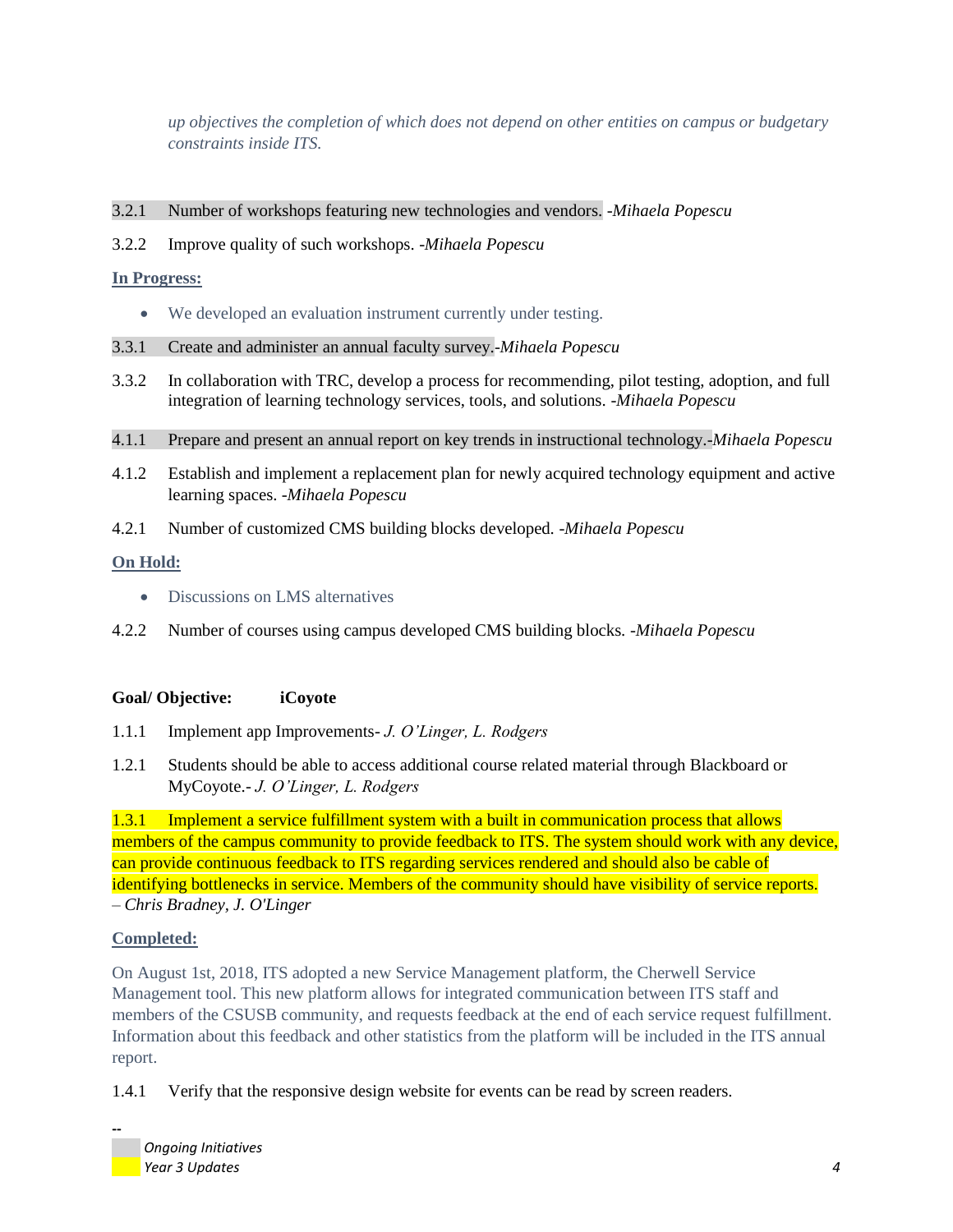*up objectives the completion of which does not depend on other entities on campus or budgetary constraints inside ITS.*

3.2.1 Number of workshops featuring new technologies and vendors. *-Mihaela Popescu*

3.2.2 Improve quality of such workshops. *-Mihaela Popescu*

**In Progress:**

- We developed an evaluation instrument currently under testing.

3.3.1 Create and administer an annual faculty survey.*-Mihaela Popescu*

3.3.2 In collaboration with TRC, develop a process for recommending, pilot testing, adoption, and full integration of learning technology services, tools, and solutions. *-Mihaela Popescu*

4.1.1 Prepare and present an annual report on key trends in instructional technology.*-Mihaela Popescu*

4.1.2 Establish and implement a replacement plan for newly acquired technology equipment and active learning spaces. *-Mihaela Popescu*

4.2.1 Number of customized CMS building blocks developed. *-Mihaela Popescu*

**On Hold:**

- Discussions on LMS alternatives

4.2.2 Number of courses using campus developed CMS building blocks. *-Mihaela Popescu*

**Goal/ Objective: iCoyote**

1.1.1 Implement app Improvements- *J. O'Linger, L. Rodgers*

1.2.1 Students should be able to access additional course related material through Blackboard or MyCoyote.- *J. O'Linger, L. Rodgers*

1.3.1 Implement a service fulfillment system with a built in communication process that allows members of the campus community to provide feedback to ITS. The system should work with any device, can provide continuous feedback to ITS regarding services rendered and should also be cable of identifying bottlenecks in service. Members of the community should have visibility of service reports. *– Chris Bradney, J. O'Linger*

**Completed:**

On August 1st, 2018, ITS adopted a new Service Management platform, the Cherwell Service Management tool. This new platform allows for integrated communication between ITS staff and members of the CSUSB community, and requests feedback at the end of each service request fulfillment. Information about this feedback and other statistics from the platform will be included in the ITS annual report.

1.4.1 Verify that the responsive design website for events can be read by screen readers.

--

*Ongoing Initiatives*

*Year 3 Updates*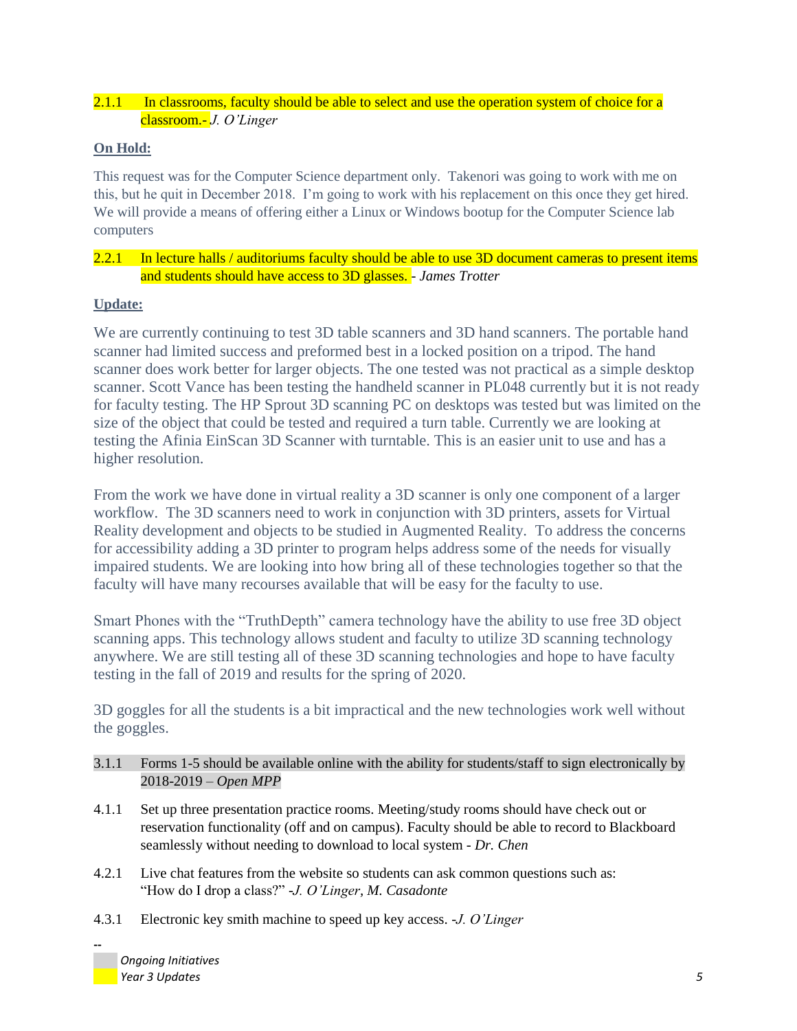2.1.1 In classrooms, faculty should be able to select and use the operation system of choice for a classroom.- *J. O'Linger*

**On Hold:**

This request was for the Computer Science department only. Takenori was going to work with me on this, but he quit in December 2018. I'm going to work with his replacement on this once they get hired. We will provide a means of offering either a Linux or Windows bootup for the Computer Science lab computers

2.2.1 In lecture halls / auditoriums faculty should be able to use 3D document cameras to present items and students should have access to 3D glasses. - *James Trotter*

**Update:**

We are currently continuing to test 3D table scanners and 3D hand scanners. The portable hand scanner had limited success and preformed best in a locked position on a tripod. The hand scanner does work better for larger objects. The one tested was not practical as a simple desktop scanner. Scott Vance has been testing the handheld scanner in PL048 currently but it is not ready for faculty testing. The HP Sprout 3D scanning PC on desktops was tested but was limited on the size of the object that could be tested and required a turn table. Currently we are looking at testing the Afinia EinScan 3D Scanner with turntable. This is an easier unit to use and has a higher resolution.

From the work we have done in virtual reality a 3D scanner is only one component of a larger workflow. The 3D scanners need to work in conjunction with 3D printers, assets for Virtual Reality development and objects to be studied in Augmented Reality. To address the concerns for accessibility adding a 3D printer to program helps address some of the needs for visually impaired students. We are looking into how bring all of these technologies together so that the faculty will have many recourses available that will be easy for the faculty to use.

Smart Phones with the "TruthDepth" camera technology have the ability to use free 3D object scanning apps. This technology allows student and faculty to utilize 3D scanning technology anywhere. We are still testing all of these 3D scanning technologies and hope to have faculty testing in the fall of 2019 and results for the spring of 2020.

3D goggles for all the students is a bit impractical and the new technologies work well without the goggles.

3.1.1 Forms 1-5 should be available online with the ability for students/staff to sign electronically by 2018-2019 – *Open MPP*

4.1.1 Set up three presentation practice rooms. Meeting/study rooms should have check out or reservation functionality (off and on campus). Faculty should be able to record to Blackboard seamlessly without needing to download to local system - *Dr. Chen*

4.2.1 Live chat features from the website so students can ask common questions such as: "How do I drop a class?" -*J. O'Linger, M. Casadonte*

4.3.1 Electronic key smith machine to speed up key access. -*J. O'Linger*

--

*Ongoing Initiatives*

*Year 3 Updates*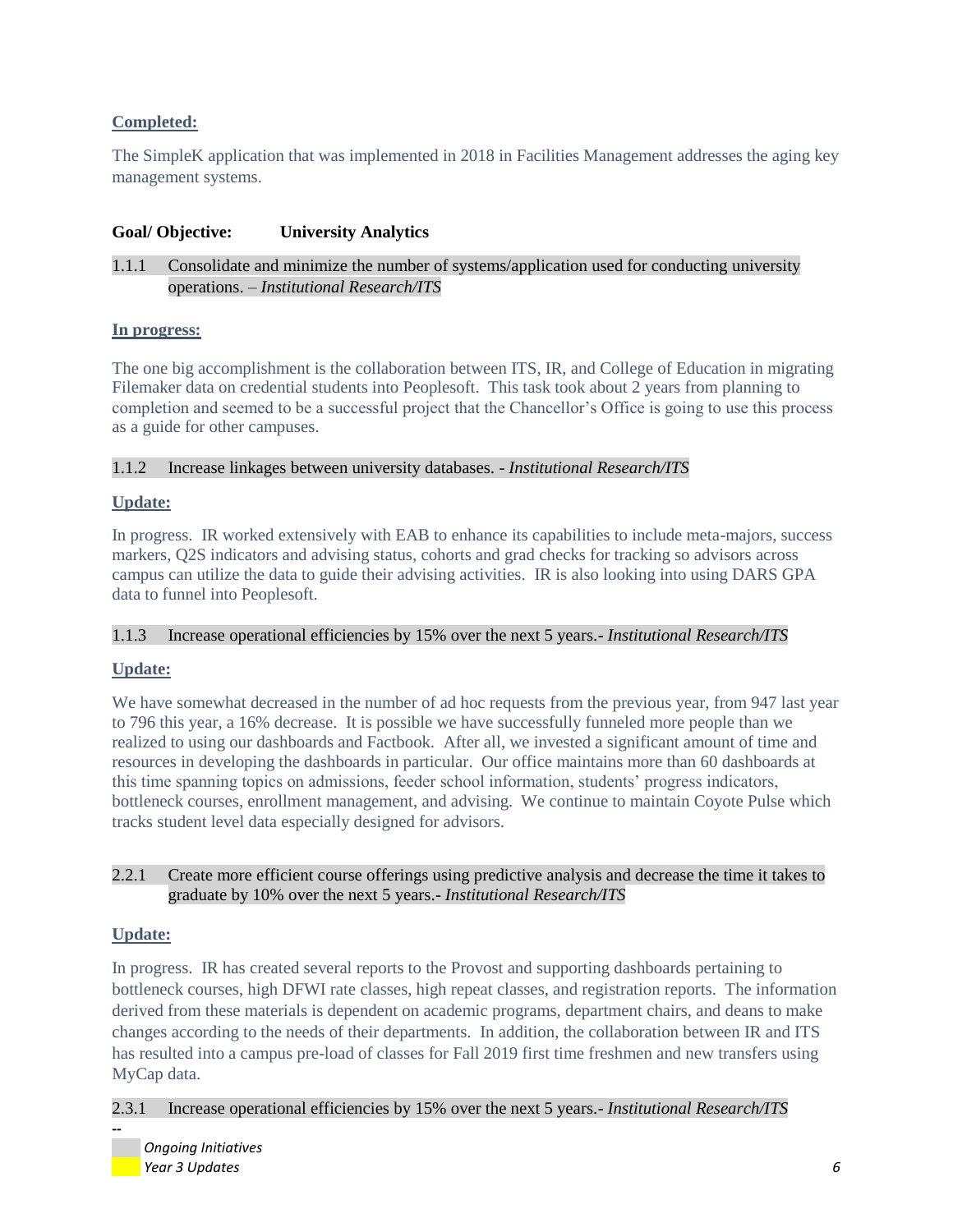**Completed:**

The SimpleK application that was implemented in 2018 in Facilities Management addresses the aging key management systems.

**Goal/ Objective: University Analytics**

1.1.1 Consolidate and minimize the number of systems/application used for conducting university operations. – *Institutional Research/ITS*

**In progress:**

The one big accomplishment is the collaboration between ITS, IR, and College of Education in migrating Filemaker data on credential students into Peoplesoft. This task took about 2 years from planning to completion and seemed to be a successful project that the Chancellor's Office is going to use this process as a guide for other campuses.

1.1.2 Increase linkages between university databases. - *Institutional Research/ITS*

**Update:**

In progress. IR worked extensively with EAB to enhance its capabilities to include meta-majors, success markers, Q2S indicators and advising status, cohorts and grad checks for tracking so advisors across campus can utilize the data to guide their advising activities. IR is also looking into using DARS GPA data to funnel into Peoplesoft.

1.1.3 Increase operational efficiencies by 15% over the next 5 years.- *Institutional Research/ITS*

**Update:**

We have somewhat decreased in the number of ad hoc requests from the previous year, from 947 last year to 796 this year, a 16% decrease. It is possible we have successfully funneled more people than we realized to using our dashboards and Factbook. After all, we invested a significant amount of time and resources in developing the dashboards in particular. Our office maintains more than 60 dashboards at this time spanning topics on admissions, feeder school information, students' progress indicators, bottleneck courses, enrollment management, and advising. We continue to maintain Coyote Pulse which tracks student level data especially designed for advisors.

2.2.1 Create more efficient course offerings using predictive analysis and decrease the time it takes to graduate by 10% over the next 5 years.- *Institutional Research/ITS*

**Update:**

In progress. IR has created several reports to the Provost and supporting dashboards pertaining to bottleneck courses, high DFWI rate classes, high repeat classes, and registration reports. The information derived from these materials is dependent on academic programs, department chairs, and deans to make changes according to the needs of their departments. In addition, the collaboration between IR and ITS has resulted into a campus pre-load of classes for Fall 2019 first time freshmen and new transfers using MyCap data.

2.3.1 Increase operational efficiencies by 15% over the next 5 years.- *Institutional Research/ITS*

--

*Ongoing Initiatives*

*Year 3 Updates*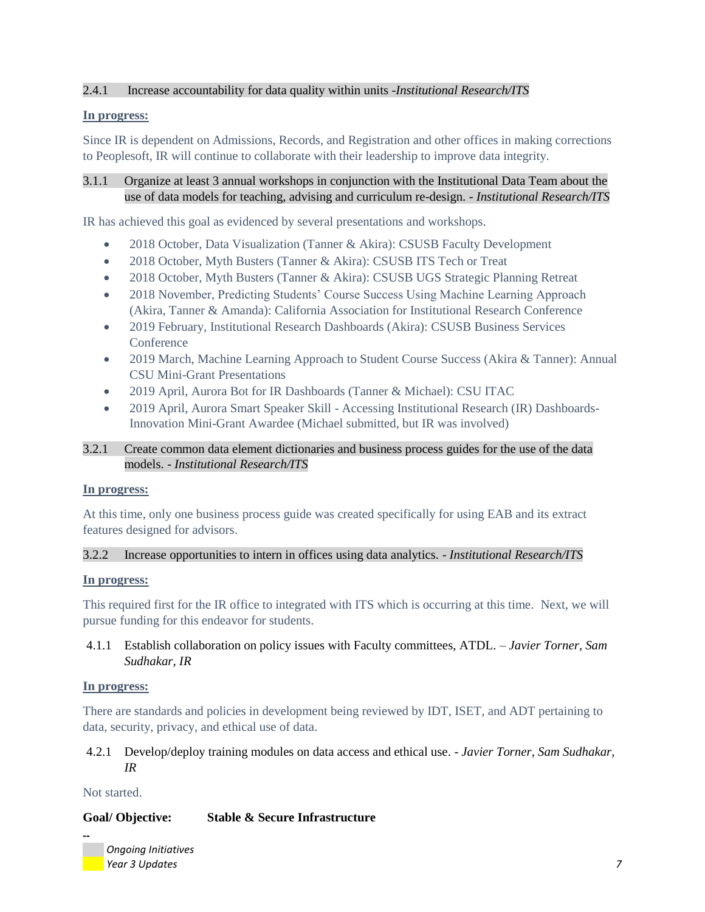2.4.1 Increase accountability for data quality within units -*Institutional Research/ITS*

**In progress:**

Since IR is dependent on Admissions, Records, and Registration and other offices in making corrections to Peoplesoft, IR will continue to collaborate with their leadership to improve data integrity.

3.1.1 Organize at least 3 annual workshops in conjunction with the Institutional Data Team about the use of data models for teaching, advising and curriculum re-design. - *Institutional Research/ITS*

IR has achieved this goal as evidenced by several presentations and workshops.

- 2018 October, Data Visualization (Tanner & Akira): CSUSB Faculty Development
- 2018 October, Myth Busters (Tanner & Akira): CSUSB ITS Tech or Treat
- 2018 October, Myth Busters (Tanner & Akira): CSUSB UGS Strategic Planning Retreat
- 2018 November, Predicting Students' Course Success Using Machine Learning Approach (Akira, Tanner & Amanda): California Association for Institutional Research Conference
- 2019 February, Institutional Research Dashboards (Akira): CSUSB Business Services Conference
- 2019 March, Machine Learning Approach to Student Course Success (Akira & Tanner): Annual CSU Mini-Grant Presentations
- 2019 April, Aurora Bot for IR Dashboards (Tanner & Michael): CSU ITAC
- 2019 April, Aurora Smart Speaker Skill - Accessing Institutional Research (IR) Dashboards- Innovation Mini-Grant Awardee (Michael submitted, but IR was involved)

3.2.1 Create common data element dictionaries and business process guides for the use of the data models. - *Institutional Research/ITS*

**In progress:**

At this time, only one business process guide was created specifically for using EAB and its extract features designed for advisors.

3.2.2 Increase opportunities to intern in offices using data analytics. - *Institutional Research/ITS*

**In progress:**

This required first for the IR office to integrated with ITS which is occurring at this time. Next, we will pursue funding for this endeavor for students.

4.1.1 Establish collaboration on policy issues with Faculty committees, ATDL. – *Javier Torner, Sam Sudhakar, IR*

**In progress:**

There are standards and policies in development being reviewed by IDT, ISET, and ADT pertaining to data, security, privacy, and ethical use of data.

4.2.1 Develop/deploy training modules on data access and ethical use. - *Javier Torner, Sam Sudhakar, IR*

Not started.

**Goal/ Objective: Stable & Secure Infrastructure**

--

*Ongoing Initiatives*

*Year 3 Updates*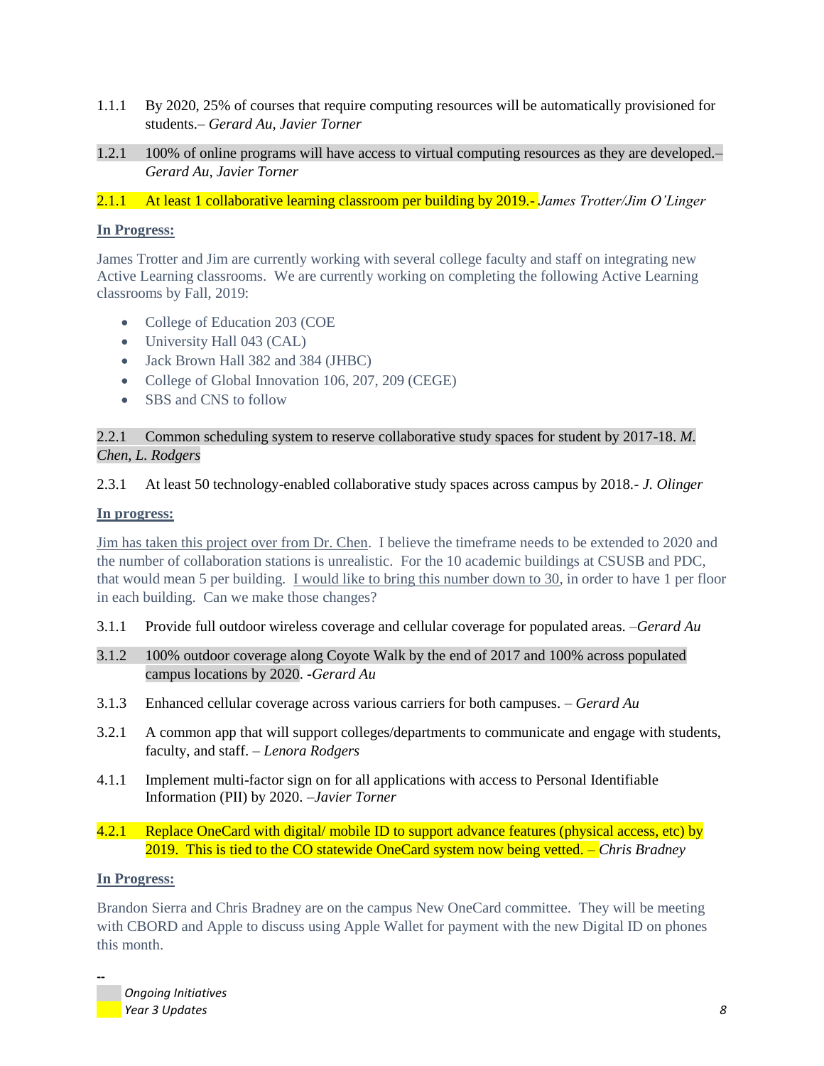1.1.1 By 2020, 25% of courses that require computing resources will be automatically provisioned for students.– *Gerard Au, Javier Torner*

1.2.1 100% of online programs will have access to virtual computing resources as they are developed.– *Gerard Au, Javier Torner*

2.1.1 At least 1 collaborative learning classroom per building by 2019.- *James Trotter/Jim O'Linger*

**In Progress:**

James Trotter and Jim are currently working with several college faculty and staff on integrating new Active Learning classrooms. We are currently working on completing the following Active Learning classrooms by Fall, 2019:

- College of Education 203 (COE
- University Hall 043 (CAL)
- Jack Brown Hall 382 and 384 (JHBC)
- College of Global Innovation 106, 207, 209 (CEGE)
- SBS and CNS to follow

2.2.1 Common scheduling system to reserve collaborative study spaces for student by 2017-18. *M. Chen, L. Rodgers*

2.3.1 At least 50 technology-enabled collaborative study spaces across campus by 2018.- *J. Olinger*

**In progress:**

Jim has taken this project over from Dr. Chen. I believe the timeframe needs to be extended to 2020 and the number of collaboration stations is unrealistic. For the 10 academic buildings at CSUSB and PDC, that would mean 5 per building. I would like to bring this number down to 30, in order to have 1 per floor in each building. Can we make those changes?

3.1.1 Provide full outdoor wireless coverage and cellular coverage for populated areas. –*Gerard Au*

3.1.2 100% outdoor coverage along Coyote Walk by the end of 2017 and 100% across populated campus locations by 2020. -*Gerard Au*

3.1.3 Enhanced cellular coverage across various carriers for both campuses. – *Gerard Au*

3.2.1 A common app that will support colleges/departments to communicate and engage with students, faculty, and staff. – *Lenora Rodgers*

4.1.1 Implement multi-factor sign on for all applications with access to Personal Identifiable Information (PII) by 2020. –*Javier Torner*

4.2.1 Replace OneCard with digital/ mobile ID to support advance features (physical access, etc) by 2019. This is tied to the CO statewide OneCard system now being vetted. – *Chris Bradney*

**In Progress:**

Brandon Sierra and Chris Bradney are on the campus New OneCard committee. They will be meeting with CBORD and Apple to discuss using Apple Wallet for payment with the new Digital ID on phones this month.

--

*Ongoing Initiatives*

*Year 3 Updates*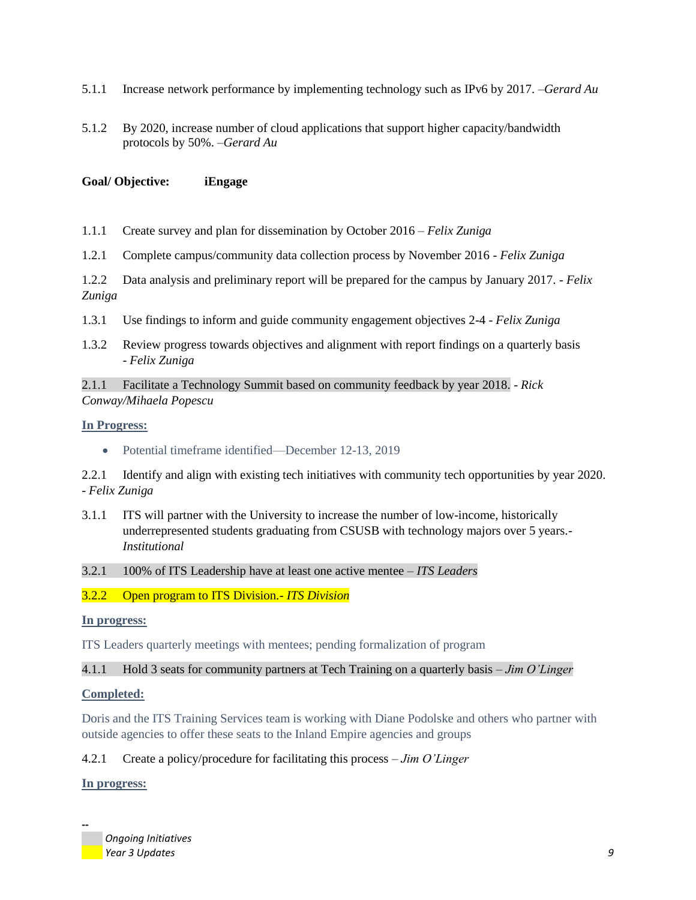5.1.1 Increase network performance by implementing technology such as IPv6 by 2017. –*Gerard Au*

5.1.2 By 2020, increase number of cloud applications that support higher capacity/bandwidth protocols by 50%. –*Gerard Au*

**Goal/ Objective: iEngage**

1.1.1 Create survey and plan for dissemination by October 2016 – *Felix Zuniga*

1.2.1 Complete campus/community data collection process by November 2016 - *Felix Zuniga*

1.2.2 Data analysis and preliminary report will be prepared for the campus by January 2017. - *Felix Zuniga*

1.3.1 Use findings to inform and guide community engagement objectives 2-4 - *Felix Zuniga*

1.3.2 Review progress towards objectives and alignment with report findings on a quarterly basis - *Felix Zuniga*

2.1.1 Facilitate a Technology Summit based on community feedback by year 2018. - *Rick Conway/Mihaela Popescu*

**In Progress:**

- Potential timeframe identified—December 12-13, 2019

2.2.1 Identify and align with existing tech initiatives with community tech opportunities by year 2020. - *Felix Zuniga*

3.1.1 ITS will partner with the University to increase the number of low-income, historically underrepresented students graduating from CSUSB with technology majors over 5 years.- *Institutional*

3.2.1 100% of ITS Leadership have at least one active mentee – *ITS Leaders*

3.2.2 Open program to ITS Division.- *ITS Division*

**In progress:**

ITS Leaders quarterly meetings with mentees; pending formalization of program

4.1.1 Hold 3 seats for community partners at Tech Training on a quarterly basis – *Jim O'Linger*

**Completed:**

Doris and the ITS Training Services team is working with Diane Podolske and others who partner with outside agencies to offer these seats to the Inland Empire agencies and groups

4.2.1 Create a policy/procedure for facilitating this process – *Jim O'Linger*

**In progress:**

--

*Ongoing Initiatives*

*Year 3 Updates*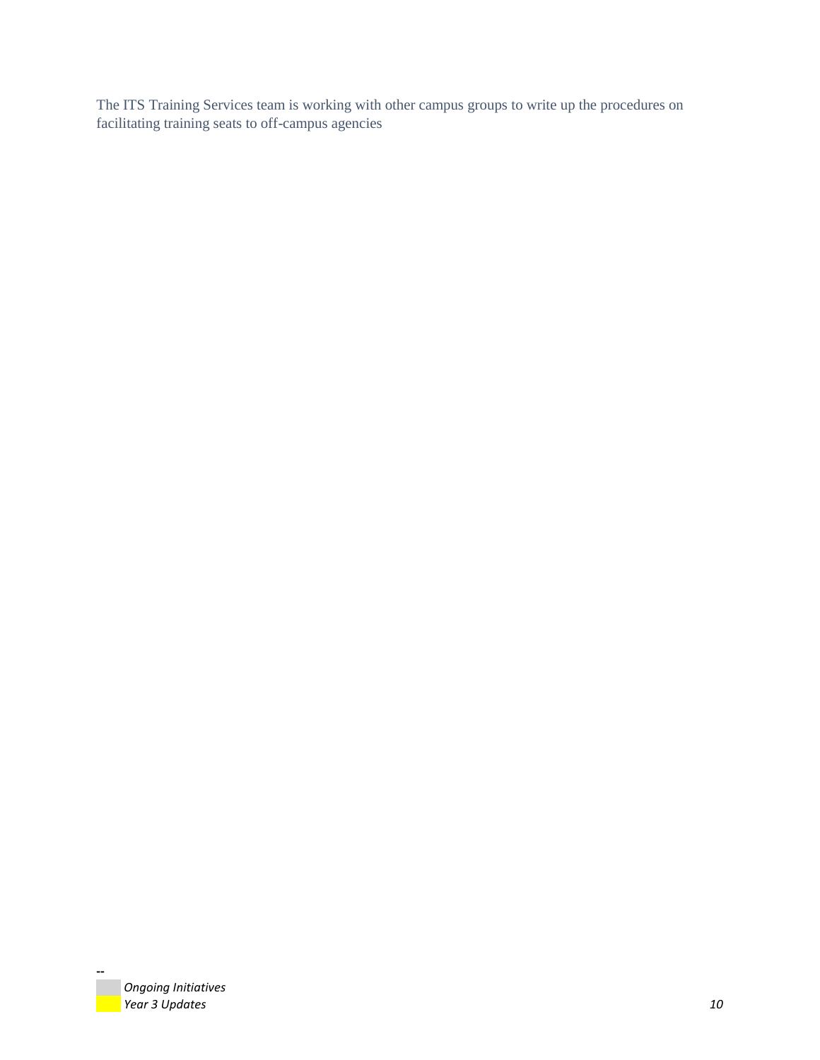The ITS Training Services team is working with other campus groups to write up the procedures on facilitating training seats to off-campus agencies